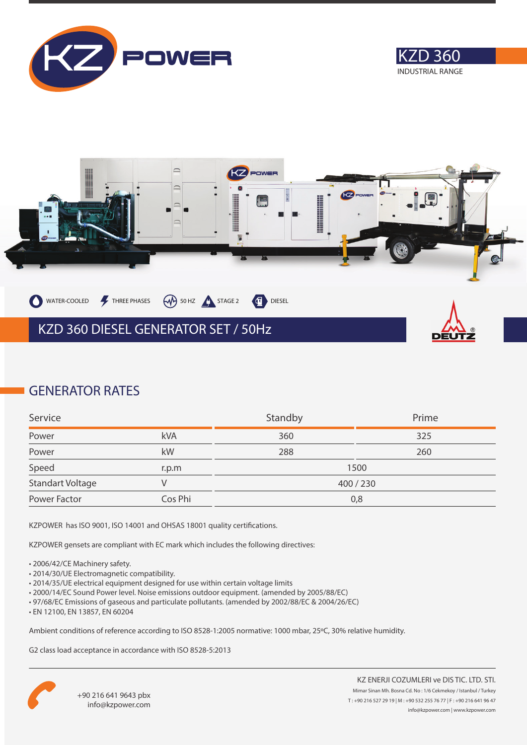# KZD 360

INDUSTRIAL RANGE

WATER-COOLED | THREE PHASES | 50 HZ | STAGE 2 | DIESEL

## KZD 360 DIESEL GENERATOR SET / 50Hz

## GENERATOR RATES

| Service | | Standby | Prime |
|---|---|---|---|
| Power | kVA | 360 | 325 |
| Power | kW | 288 | 260 |
| Speed | r.p.m | 1500 | |
| Standart Voltage | V | 400 / 230 | |
| Power Factor | Cos Phi | 0,8 | |

KZPOWER has ISO 9001, ISO 14001 and OHSAS 18001 quality certifications.

KZPOWER gensets are compliant with EC mark which includes the following directives:

- 2006/42/CE Machinery safety.
- 2014/30/UE Electromagnetic compatibility.
- 2014/35/UE electrical equipment designed for use within certain voltage limits
- 2000/14/EC Sound Power level. Noise emissions outdoor equipment. (amended by 2005/88/EC)
- 97/68/EC Emissions of gaseous and particulate pollutants. (amended by 2002/88/EC & 2004/26/EC)
- EN 12100, EN 13857, EN 60204

Ambient conditions of reference according to ISO 8528-1:2005 normative: 1000 mbar, 25ºC, 30% relative humidity.

G2 class load acceptance in accordance with ISO 8528-5:2013

+90 216 641 9643 pbx
info@kzpower.com

KZ ENERJI COZUMLERI ve DIS TIC. LTD. STI.
Mimar Sinan Mh. Bosna Cd. No : 1/6 Cekmekoy / Istanbul / Turkey
T : +90 216 527 29 19 | M : +90 532 255 76 77 | F : +90 216 641 96 47
info@kzpower.com | www.kzpower.com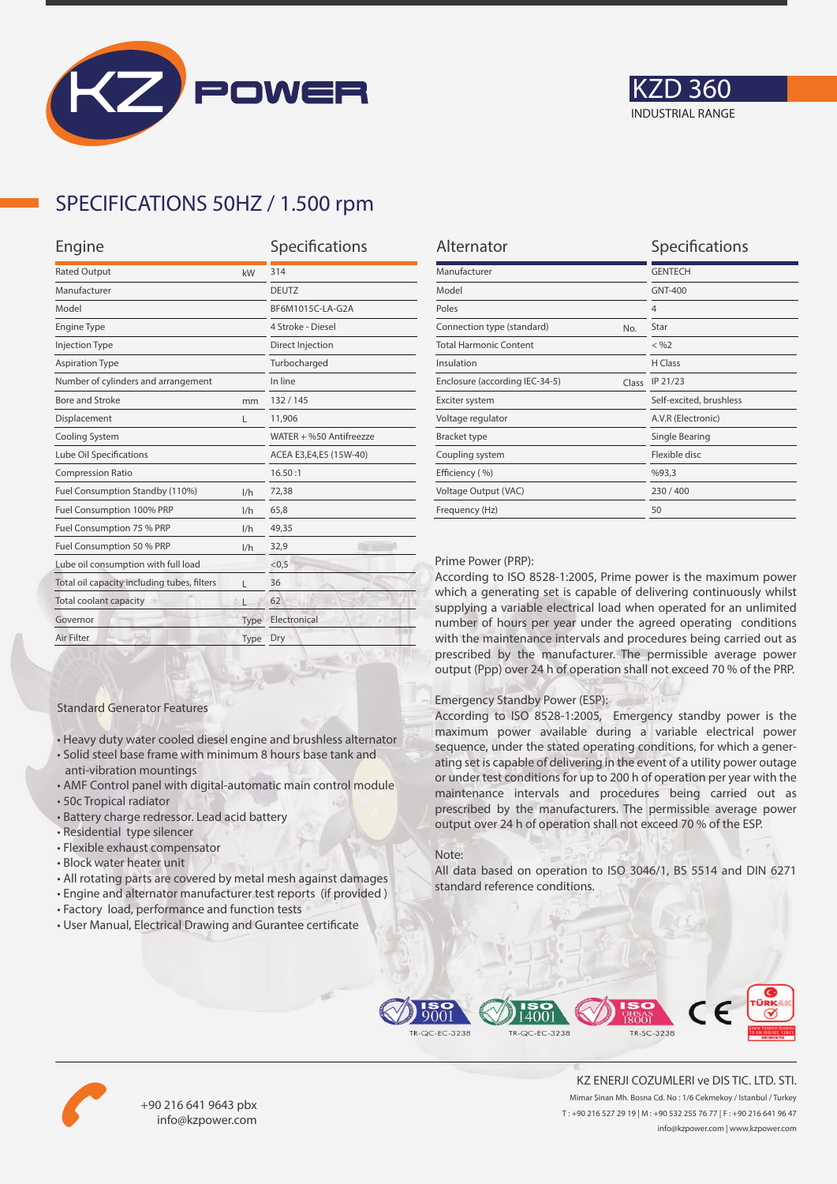# KZD 360

INDUSTRIAL RANGE

## SPECIFICATIONS 50HZ / 1.500 rpm

| Engine | | Specifications |
|---|---|---|
| Rated Output | kW | 314 |
| Manufacturer | | DEUTZ |
| Model | | BF6M1015C-LA-G2A |
| Engine Type | | 4 Stroke - Diesel |
| Injection Type | | Direct Injection |
| Aspiration Type | | Turbocharged |
| Number of cylinders and arrangement | | In line |
| Bore and Stroke | mm | 132 / 145 |
| Displacement | L | 11,906 |
| Cooling System | | WATER + %50 Antifreezze |
| Lube Oil Specifications | | ACEA E3,E4,E5 (15W-40) |
| Compression Ratio | | 16.50 :1 |
| Fuel Consumption Standby (110%) | l/h | 72,38 |
| Fuel Consumption 100% PRP | l/h | 65,8 |
| Fuel Consumption 75 % PRP | l/h | 49,35 |
| Fuel Consumption 50 % PRP | l/h | 32,9 |
| Lube oil consumption with full load | | <0,5 |
| Total oil capacity including tubes, filters | L | 36 |
| Total coolant capacity | L | 62 |
| Governor | Type | Electronical |
| Air Filter | Type | Dry |

| Alternator | | Specifications |
|---|---|---|
| Manufacturer | | GENTECH |
| Model | | GNT-400 |
| Poles | | 4 |
| Connection type (standard) | No. | Star |
| Total Harmonic Content | | < %2 |
| Insulation | | H Class |
| Enclosure (according IEC-34-5) | Class | IP 21/23 |
| Exciter system | | Self-excited, brushless |
| Voltage regulator | | A.V.R (Electronic) |
| Bracket type | | Single Bearing |
| Coupling system | | Flexible disc |
| Efficiency ( %) | | %93,3 |
| Voltage Output (VAC) | | 230 / 400 |
| Frequency (Hz) | | 50 |

### Standard Generator Features

- Heavy duty water cooled diesel engine and brushless alternator
- Solid steel base frame with minimum 8 hours base tank and anti-vibration mountings
- AMF Control panel with digital-automatic main control module
- 50c Tropical radiator
- Battery charge redressor. Lead acid battery
- Residential type silencer
- Flexible exhaust compensator
- Block water heater unit
- All rotating parts are covered by metal mesh against damages
- Engine and alternator manufacturer test reports (if provided )
- Factory load, performance and function tests
- User Manual, Electrical Drawing and Gurantee certificate

Prime Power (PRP):
According to ISO 8528-1:2005, Prime power is the maximum power which a generating set is capable of delivering continuously whilst supplying a variable electrical load when operated for an unlimited number of hours per year under the agreed operating conditions with the maintenance intervals and procedures being carried out as prescribed by the manufacturer. The permissible average power output (Ppp) over 24 h of operation shall not exceed 70 % of the PRP.

Emergency Standby Power (ESP):
According to ISO 8528-1:2005, Emergency standby power is the maximum power available during a variable electrical power sequence, under the stated operating conditions, for which a generating set is capable of delivering in the event of a utility power outage or under test conditions for up to 200 h of operation per year with the maintenance intervals and procedures being carried out as prescribed by the manufacturers. The permissible average power output over 24 h of operation shall not exceed 70 % of the ESP.

Note:
All data based on operation to ISO 3046/1, BS 5514 and DIN 6271 standard reference conditions.

ISO 9001 TR-QC-EC-3238 | ISO 14001 TR-QC-EC-3238 | ISO OHSAS 18001 TR-SC-3238 | CE | TÜRKAK

+90 216 641 9643 pbx
info@kzpower.com

KZ ENERJI COZUMLERI ve DIS TIC. LTD. STI.
Mimar Sinan Mh. Bosna Cd. No : 1/6 Cekmekoy / Istanbul / Turkey
T : +90 216 527 29 19 | M : +90 532 255 76 77 | F : +90 216 641 96 47
info@kzpower.com | www.kzpower.com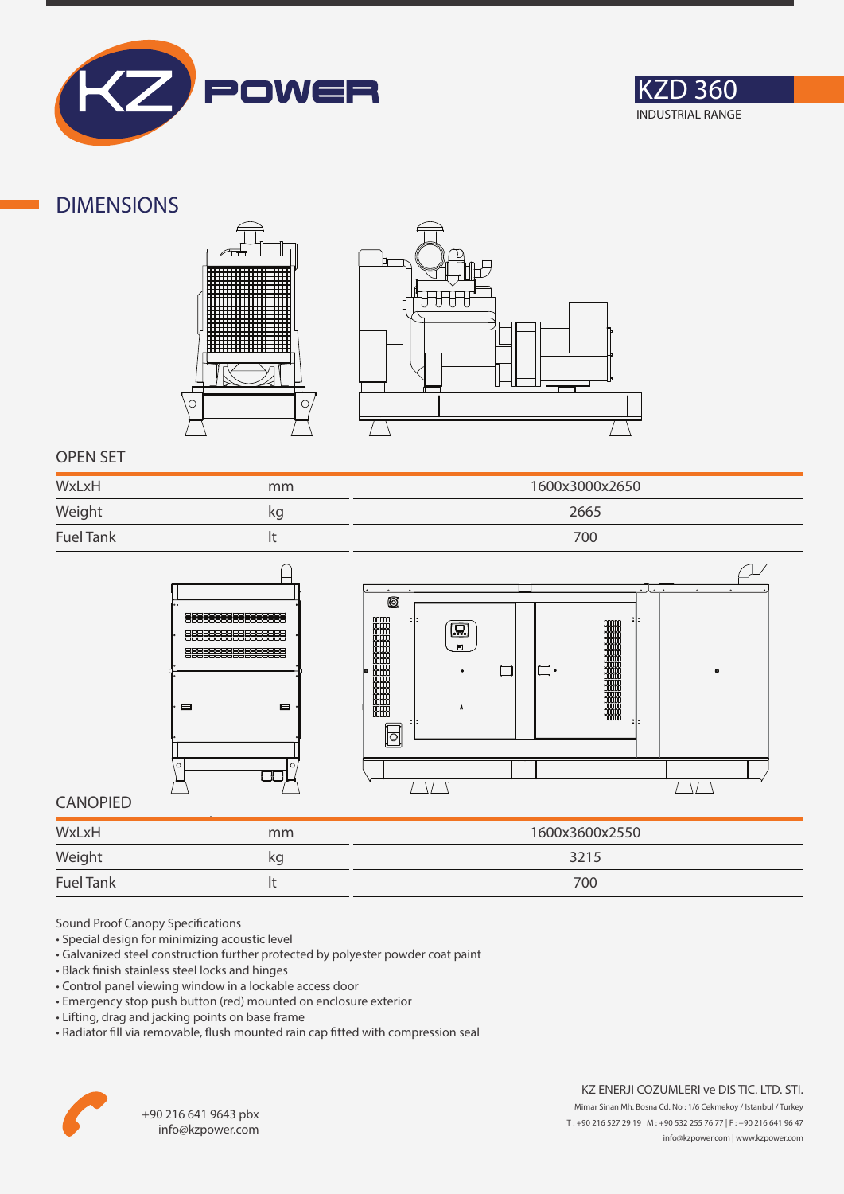# KZD 360

INDUSTRIAL RANGE

## DIMENSIONS

### OPEN SET

| | | |
|---|---|---|
| WxLxH | mm | 1600x3000x2650 |
| Weight | kg | 2665 |
| Fuel Tank | lt | 700 |

### CANOPIED

| | | |
|---|---|---|
| WxLxH | mm | 1600x3600x2550 |
| Weight | kg | 3215 |
| Fuel Tank | lt | 700 |

Sound Proof Canopy Specifications

- Special design for minimizing acoustic level
- Galvanized steel construction further protected by polyester powder coat paint
- Black finish stainless steel locks and hinges
- Control panel viewing window in a lockable access door
- Emergency stop push button (red) mounted on enclosure exterior
- Lifting, drag and jacking points on base frame
- Radiator fill via removable, flush mounted rain cap fitted with compression seal

+90 216 641 9643 pbx
info@kzpower.com

KZ ENERJI COZUMLERI ve DIS TIC. LTD. STI.
Mimar Sinan Mh. Bosna Cd. No : 1/6 Cekmekoy / Istanbul / Turkey
T : +90 216 527 29 19 | M : +90 532 255 76 77 | F : +90 216 641 96 47
info@kzpower.com | www.kzpower.com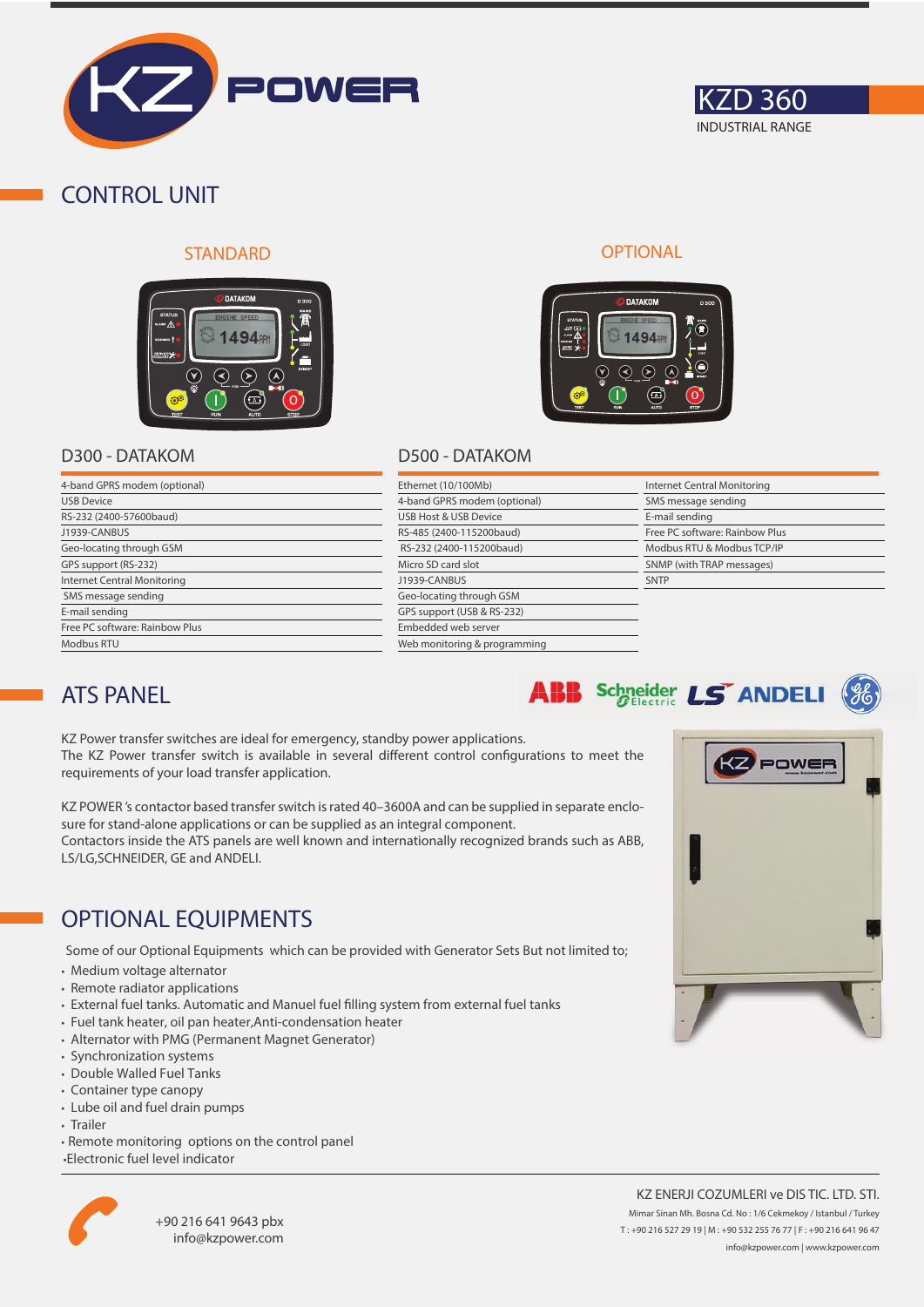KZD 360

INDUSTRIAL RANGE

## CONTROL UNIT

### STANDARD

### OPTIONAL

### D300 - DATAKOM

| |
|---|
| 4-band GPRS modem (optional) |
| USB Device |
| RS-232 (2400-57600baud) |
| J1939-CANBUS |
| Geo-locating through GSM |
| GPS support (RS-232) |
| Internet Central Monitoring |
| SMS message sending |
| E-mail sending |
| Free PC software: Rainbow Plus |
| Modbus RTU |

### D500 - DATAKOM

| | |
|---|---|
| Ethernet (10/100Mb) | Internet Central Monitoring |
| 4-band GPRS modem (optional) | SMS message sending |
| USB Host & USB Device | E-mail sending |
| RS-485 (2400-115200baud) | Free PC software: Rainbow Plus |
| RS-232 (2400-115200baud) | Modbus RTU & Modbus TCP/IP |
| Micro SD card slot | SNMP (with TRAP messages) |
| J1939-CANBUS | SNTP |
| Geo-locating through GSM | |
| GPS support (USB & RS-232) | |
| Embedded web server | |
| Web monitoring & programming | |

## ATS PANEL

KZ Power transfer switches are ideal for emergency, standby power applications.
The KZ Power transfer switch is available in several different control configurations to meet the requirements of your load transfer application.

KZ POWER 's contactor based transfer switch is rated 40–3600A and can be supplied in separate enclosure for stand-alone applications or can be supplied as an integral component.
Contactors inside the ATS panels are well known and internationally recognized brands such as ABB, LS/LG,SCHNEIDER, GE and ANDELI.

## OPTIONAL EQUIPMENTS

Some of our Optional Equipments which can be provided with Generator Sets But not limited to;

- Medium voltage alternator
- Remote radiator applications
- External fuel tanks. Automatic and Manuel fuel filling system from external fuel tanks
- Fuel tank heater, oil pan heater,Anti-condensation heater
- Alternator with PMG (Permanent Magnet Generator)
- Synchronization systems
- Double Walled Fuel Tanks
- Container type canopy
- Lube oil and fuel drain pumps
- Trailer
- Remote monitoring options on the control panel
- Electronic fuel level indicator

+90 216 641 9643 pbx
info@kzpower.com

KZ ENERJI COZUMLERI ve DIS TIC. LTD. STI.
Mimar Sinan Mh. Bosna Cd. No : 1/6 Cekmekoy / Istanbul / Turkey
T : +90 216 527 29 19 | M : +90 532 255 76 77 | F : +90 216 641 96 47
info@kzpower.com | www.kzpower.com